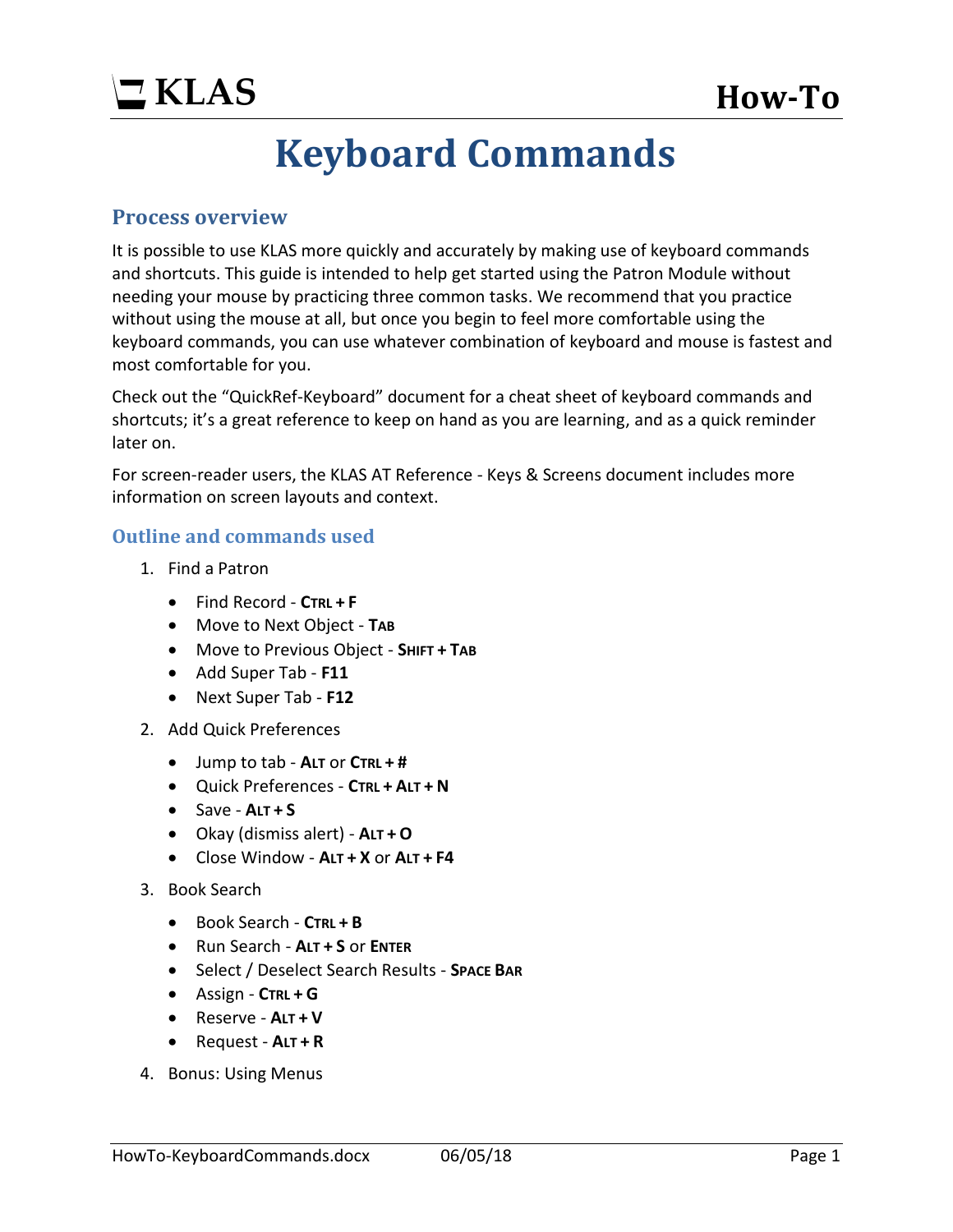KLAS

How-To

# Keyboard Commands

## Process overview

It is possible to use KLAS more quickly and accurately by making use of keyboard commands and shortcuts. This guide is intended to help get started using the Patron Module without needing your mouse by practicing three common tasks. We recommend that you practice without using the mouse at all, but once you begin to feel more comfortable using the keyboard commands, you can use whatever combination of keyboard and mouse is fastest and most comfortable for you.

Check out the "QuickRef-Keyboard" document for a cheat sheet of keyboard commands and shortcuts; it's a great reference to keep on hand as you are learning, and as a quick reminder later on.

For screen-reader users, the KLAS AT Reference - Keys & Screens document includes more information on screen layouts and context.

## Outline and commands used

1. Find a Patron
   - Find Record - **CTRL + F**
   - Move to Next Object - **TAB**
   - Move to Previous Object - **SHIFT + TAB**
   - Add Super Tab - **F11**
   - Next Super Tab - **F12**
2. Add Quick Preferences
   - Jump to tab - **ALT** or **CTRL + #**
   - Quick Preferences - **CTRL + ALT + N**
   - Save - **ALT + S**
   - Okay (dismiss alert) - **ALT + O**
   - Close Window - **ALT + X** or **ALT + F4**
3. Book Search
   - Book Search - **CTRL + B**
   - Run Search - **ALT + S** or **ENTER**
   - Select / Deselect Search Results - **SPACE BAR**
   - Assign - **CTRL + G**
   - Reserve - **ALT + V**
   - Request - **ALT + R**
4. Bonus: Using Menus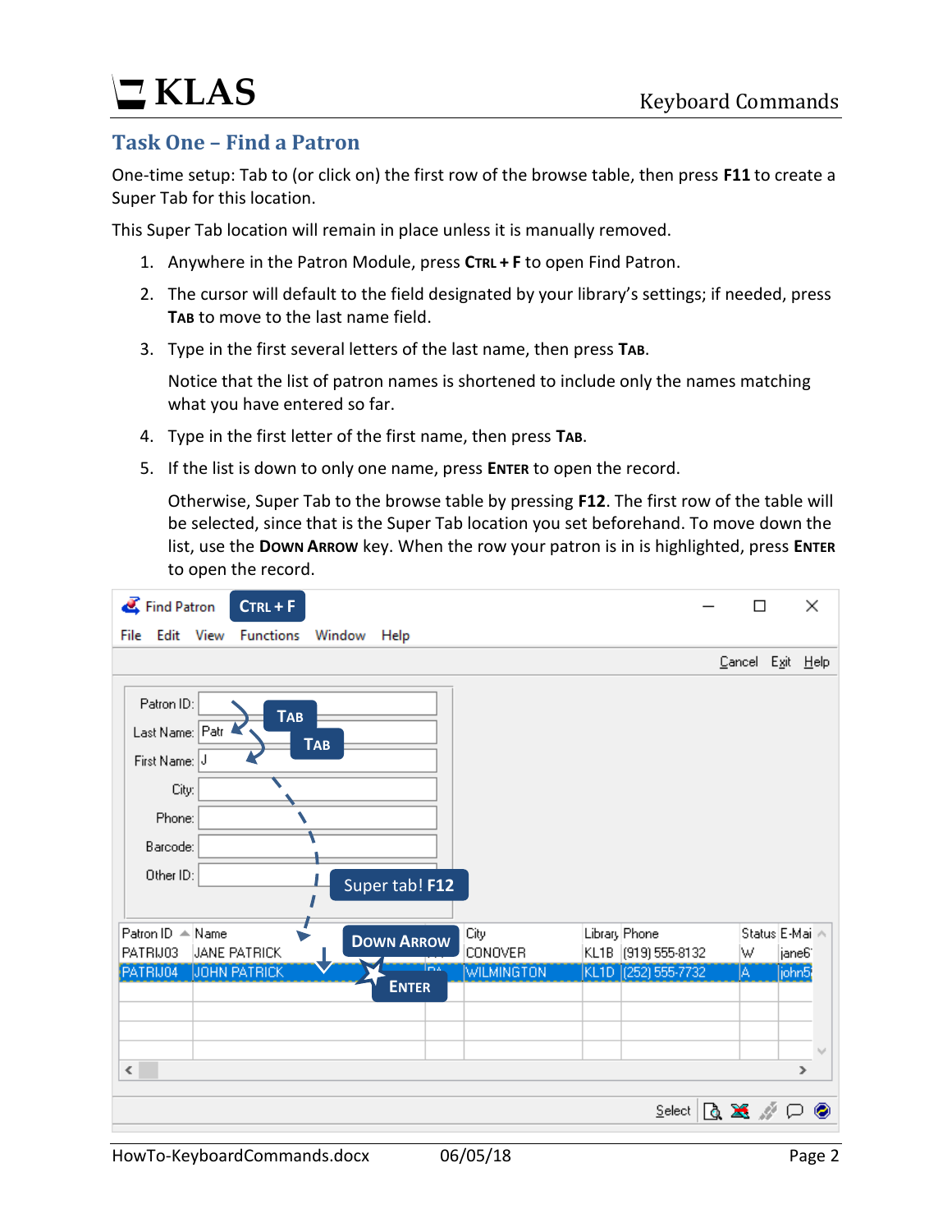## Task One – Find a Patron

One-time setup: Tab to (or click on) the first row of the browse table, then press **F11** to create a Super Tab for this location.

This Super Tab location will remain in place unless it is manually removed.

1. Anywhere in the Patron Module, press **Ctrl + F** to open Find Patron.
2. The cursor will default to the field designated by your library's settings; if needed, press **Tab** to move to the last name field.
3. Type in the first several letters of the last name, then press **Tab**.

   Notice that the list of patron names is shortened to include only the names matching what you have entered so far.
4. Type in the first letter of the first name, then press **Tab**.
5. If the list is down to only one name, press **Enter** to open the record.

   Otherwise, Super Tab to the browse table by pressing **F12**. The first row of the table will be selected, since that is the Super Tab location you set beforehand. To move down the list, use the **Down Arrow** key. When the row your patron is in is highlighted, press **Enter** to open the record.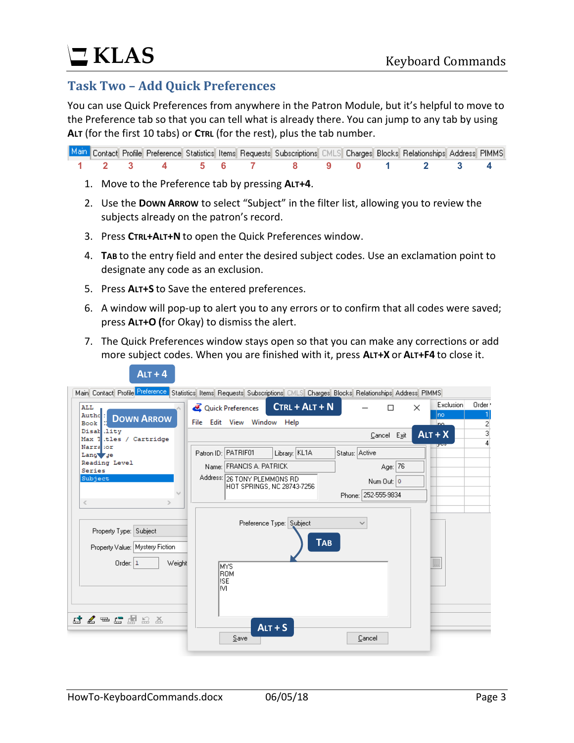## Task Two – Add Quick Preferences

You can use Quick Preferences from anywhere in the Patron Module, but it's helpful to move to the Preference tab so that you can tell what is already there. You can jump to any tab by using **Alt** (for the first 10 tabs) or **Ctrl** (for the rest), plus the tab number.

| Main | Contact | Profile | Preference | Statistics | Items | Requests | Subscriptions | CMLS | Charges | Blocks | Relationships | Address | PIMMS |
|---|---|---|---|---|---|---|---|---|---|---|---|---|---|
| 1 | 2 | 3 | 4 | 5 | 6 | 7 | 8 | 9 | 0 | 1 | 2 | 3 | 4 |

1. Move to the Preference tab by pressing **Alt+4**.
2. Use the **Down Arrow** to select "Subject" in the filter list, allowing you to review the subjects already on the patron's record.
3. Press **Ctrl+Alt+N** to open the Quick Preferences window.
4. **Tab** to the entry field and enter the desired subject codes. Use an exclamation point to designate any code as an exclusion.
5. Press **Alt+S** to Save the entered preferences.
6. A window will pop-up to alert you to any errors or to confirm that all codes were saved; press **Alt+O** (for Okay) to dismiss the alert.
7. The Quick Preferences window stays open so that you can make any corrections or add more subject codes. When you are finished with it, press **Alt+X** or **Alt+F4** to close it.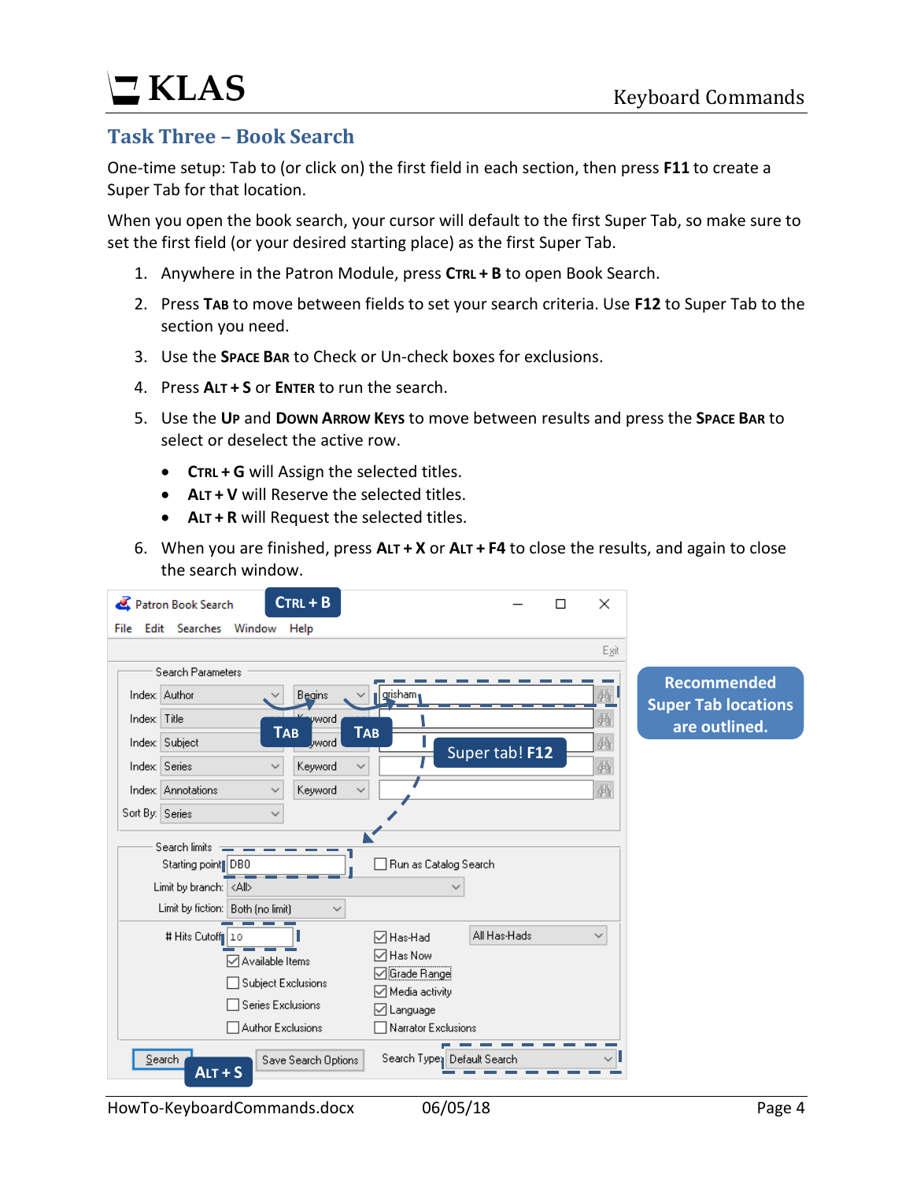## Task Three – Book Search

One-time setup: Tab to (or click on) the first field in each section, then press **F11** to create a Super Tab for that location.

When you open the book search, your cursor will default to the first Super Tab, so make sure to set the first field (or your desired starting place) as the first Super Tab.

1. Anywhere in the Patron Module, press **Ctrl + B** to open Book Search.
2. Press **Tab** to move between fields to set your search criteria. Use **F12** to Super Tab to the section you need.
3. Use the **Space Bar** to Check or Un-check boxes for exclusions.
4. Press **Alt + S** or **Enter** to run the search.
5. Use the **Up** and **Down Arrow Keys** to move between results and press the **Space Bar** to select or deselect the active row.
   - **Ctrl + G** will Assign the selected titles.
   - **Alt + V** will Reserve the selected titles.
   - **Alt + R** will Request the selected titles.
6. When you are finished, press **Alt + X** or **Alt + F4** to close the results, and again to close the search window.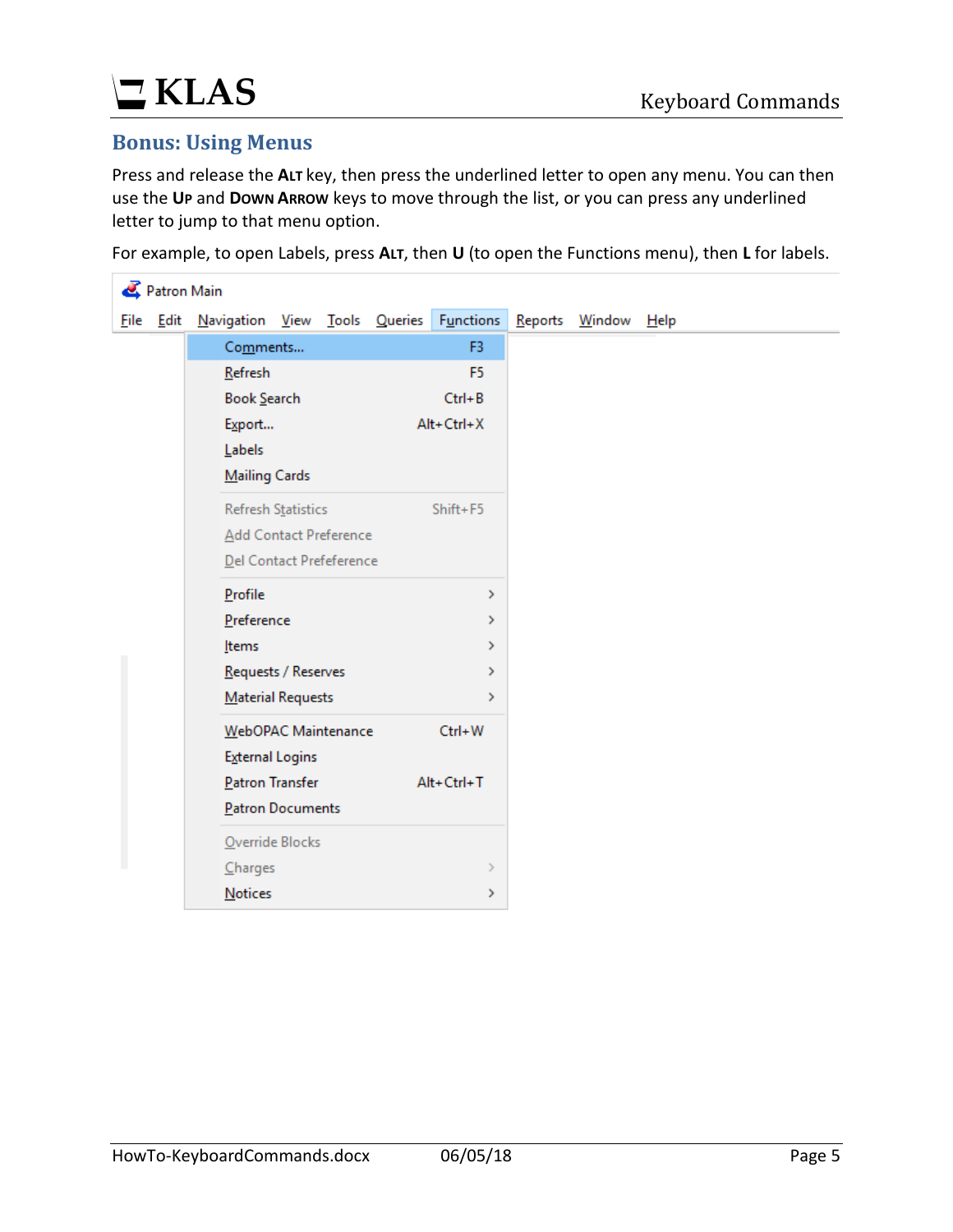## Bonus: Using Menus

Press and release the **ALT** key, then press the underlined letter to open any menu. You can then use the **UP** and **DOWN ARROW** keys to move through the list, or you can press any underlined letter to jump to that menu option.

For example, to open Labels, press **ALT**, then **U** (to open the Functions menu), then **L** for labels.

Patron Main

File Edit Navigation View Tools Queries Functions Reports Window Help

Comments... F3
Refresh F5
Book Search Ctrl+B
Export... Alt+Ctrl+X
Labels
Mailing Cards
Refresh Statistics Shift+F5
Add Contact Preference
Del Contact Prefeference
Profile >
Preference >
Items >
Requests / Reserves >
Material Requests >
WebOPAC Maintenance Ctrl+W
External Logins
Patron Transfer Alt+Ctrl+T
Patron Documents
Override Blocks
Charges >
Notices >